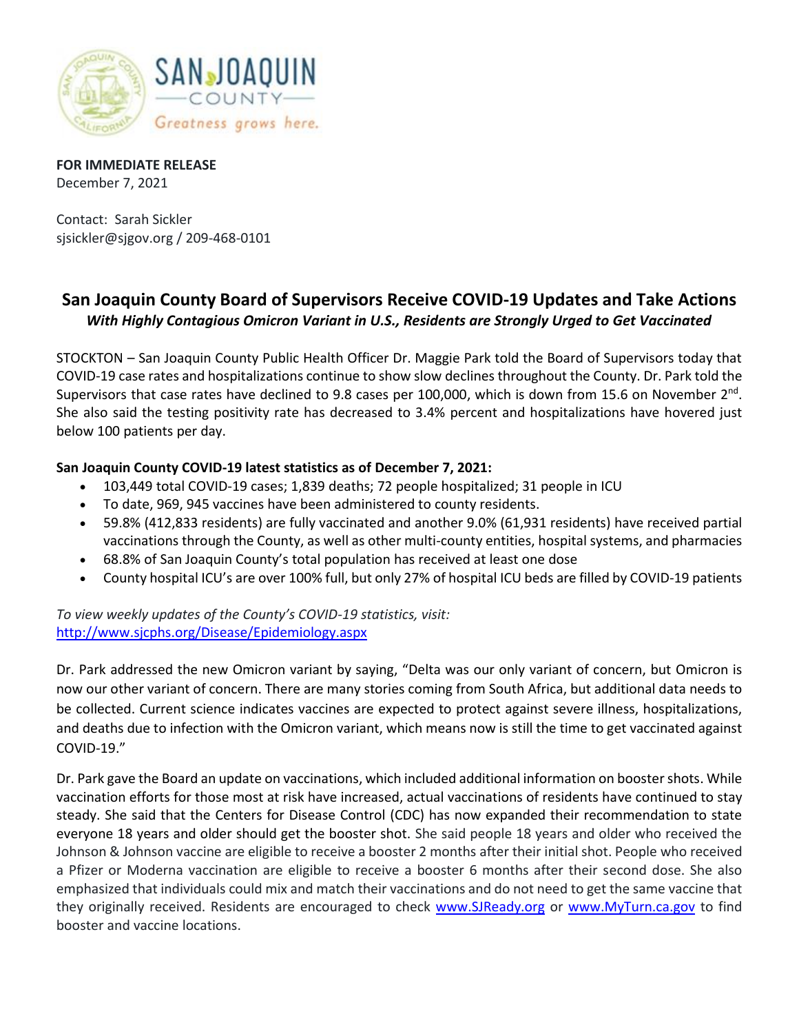**FOR IMMEDIATE RELEASE**
December 7, 2021

Contact: Sarah Sickler
sjsickler@sjgov.org / 209-468-0101

## San Joaquin County Board of Supervisors Receive COVID-19 Updates and Take Actions

***With Highly Contagious Omicron Variant in U.S., Residents are Strongly Urged to Get Vaccinated***

STOCKTON – San Joaquin County Public Health Officer Dr. Maggie Park told the Board of Supervisors today that COVID-19 case rates and hospitalizations continue to show slow declines throughout the County. Dr. Park told the Supervisors that case rates have declined to 9.8 cases per 100,000, which is down from 15.6 on November 2nd. She also said the testing positivity rate has decreased to 3.4% percent and hospitalizations have hovered just below 100 patients per day.

**San Joaquin County COVID-19 latest statistics as of December 7, 2021:**

- 103,449 total COVID-19 cases; 1,839 deaths; 72 people hospitalized; 31 people in ICU
- To date, 969, 945 vaccines have been administered to county residents.
- 59.8% (412,833 residents) are fully vaccinated and another 9.0% (61,931 residents) have received partial vaccinations through the County, as well as other multi-county entities, hospital systems, and pharmacies
- 68.8% of San Joaquin County's total population has received at least one dose
- County hospital ICU's are over 100% full, but only 27% of hospital ICU beds are filled by COVID-19 patients

*To view weekly updates of the County's COVID-19 statistics, visit:*
http://www.sjcphs.org/Disease/Epidemiology.aspx

Dr. Park addressed the new Omicron variant by saying, "Delta was our only variant of concern, but Omicron is now our other variant of concern. There are many stories coming from South Africa, but additional data needs to be collected. Current science indicates vaccines are expected to protect against severe illness, hospitalizations, and deaths due to infection with the Omicron variant, which means now is still the time to get vaccinated against COVID-19."

Dr. Park gave the Board an update on vaccinations, which included additional information on booster shots. While vaccination efforts for those most at risk have increased, actual vaccinations of residents have continued to stay steady. She said that the Centers for Disease Control (CDC) has now expanded their recommendation to state everyone 18 years and older should get the booster shot. She said people 18 years and older who received the Johnson & Johnson vaccine are eligible to receive a booster 2 months after their initial shot. People who received a Pfizer or Moderna vaccination are eligible to receive a booster 6 months after their second dose. She also emphasized that individuals could mix and match their vaccinations and do not need to get the same vaccine that they originally received. Residents are encouraged to check www.SJReady.org or www.MyTurn.ca.gov to find booster and vaccine locations.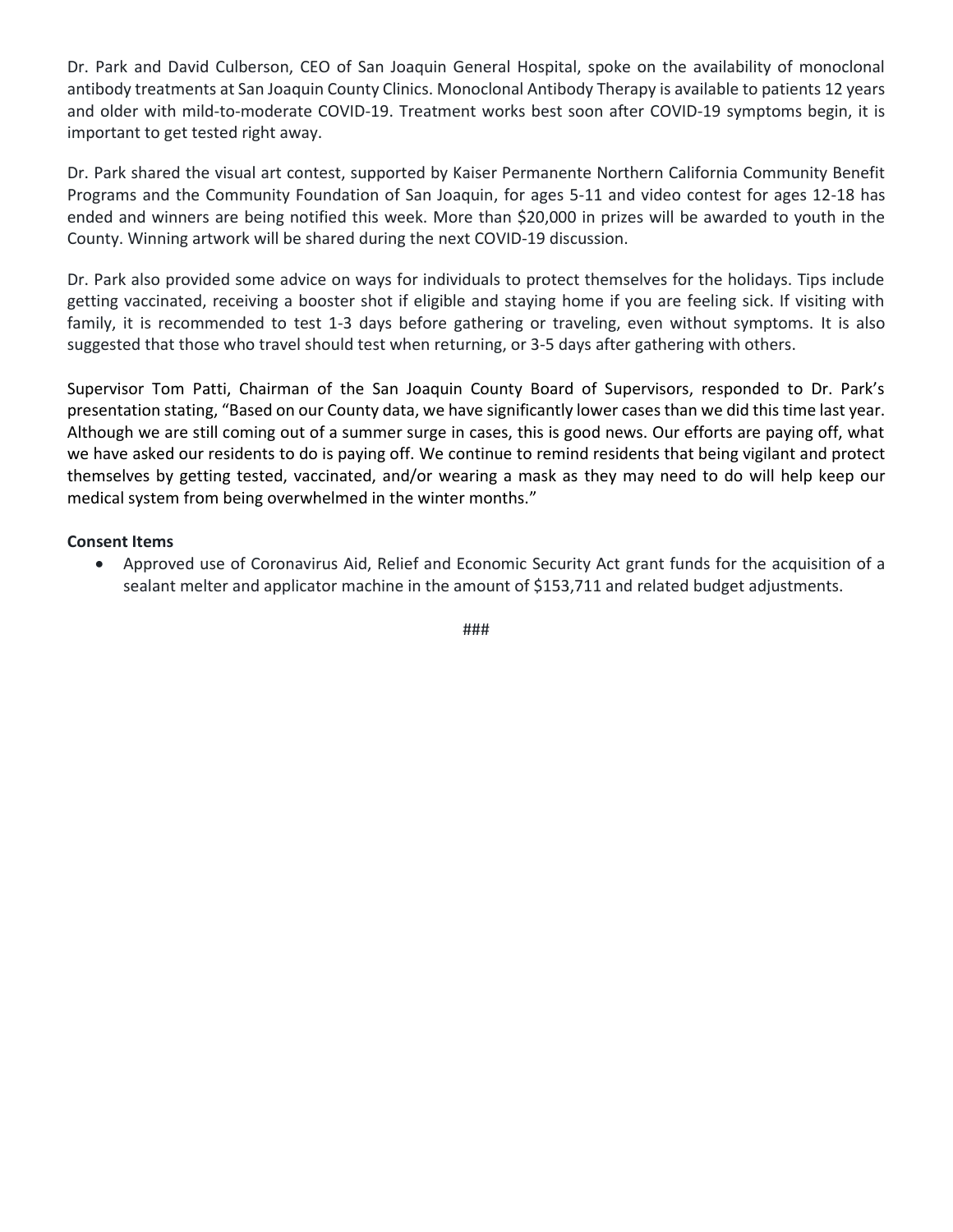Dr. Park and David Culberson, CEO of San Joaquin General Hospital, spoke on the availability of monoclonal antibody treatments at San Joaquin County Clinics. Monoclonal Antibody Therapy is available to patients 12 years and older with mild-to-moderate COVID-19. Treatment works best soon after COVID-19 symptoms begin, it is important to get tested right away.

Dr. Park shared the visual art contest, supported by Kaiser Permanente Northern California Community Benefit Programs and the Community Foundation of San Joaquin, for ages 5-11 and video contest for ages 12-18 has ended and winners are being notified this week. More than $20,000 in prizes will be awarded to youth in the County. Winning artwork will be shared during the next COVID-19 discussion.

Dr. Park also provided some advice on ways for individuals to protect themselves for the holidays. Tips include getting vaccinated, receiving a booster shot if eligible and staying home if you are feeling sick. If visiting with family, it is recommended to test 1-3 days before gathering or traveling, even without symptoms. It is also suggested that those who travel should test when returning, or 3-5 days after gathering with others.

Supervisor Tom Patti, Chairman of the San Joaquin County Board of Supervisors, responded to Dr. Park's presentation stating, "Based on our County data, we have significantly lower cases than we did this time last year. Although we are still coming out of a summer surge in cases, this is good news. Our efforts are paying off, what we have asked our residents to do is paying off. We continue to remind residents that being vigilant and protect themselves by getting tested, vaccinated, and/or wearing a mask as they may need to do will help keep our medical system from being overwhelmed in the winter months."

**Consent Items**

- Approved use of Coronavirus Aid, Relief and Economic Security Act grant funds for the acquisition of a sealant melter and applicator machine in the amount of $153,711 and related budget adjustments.

###